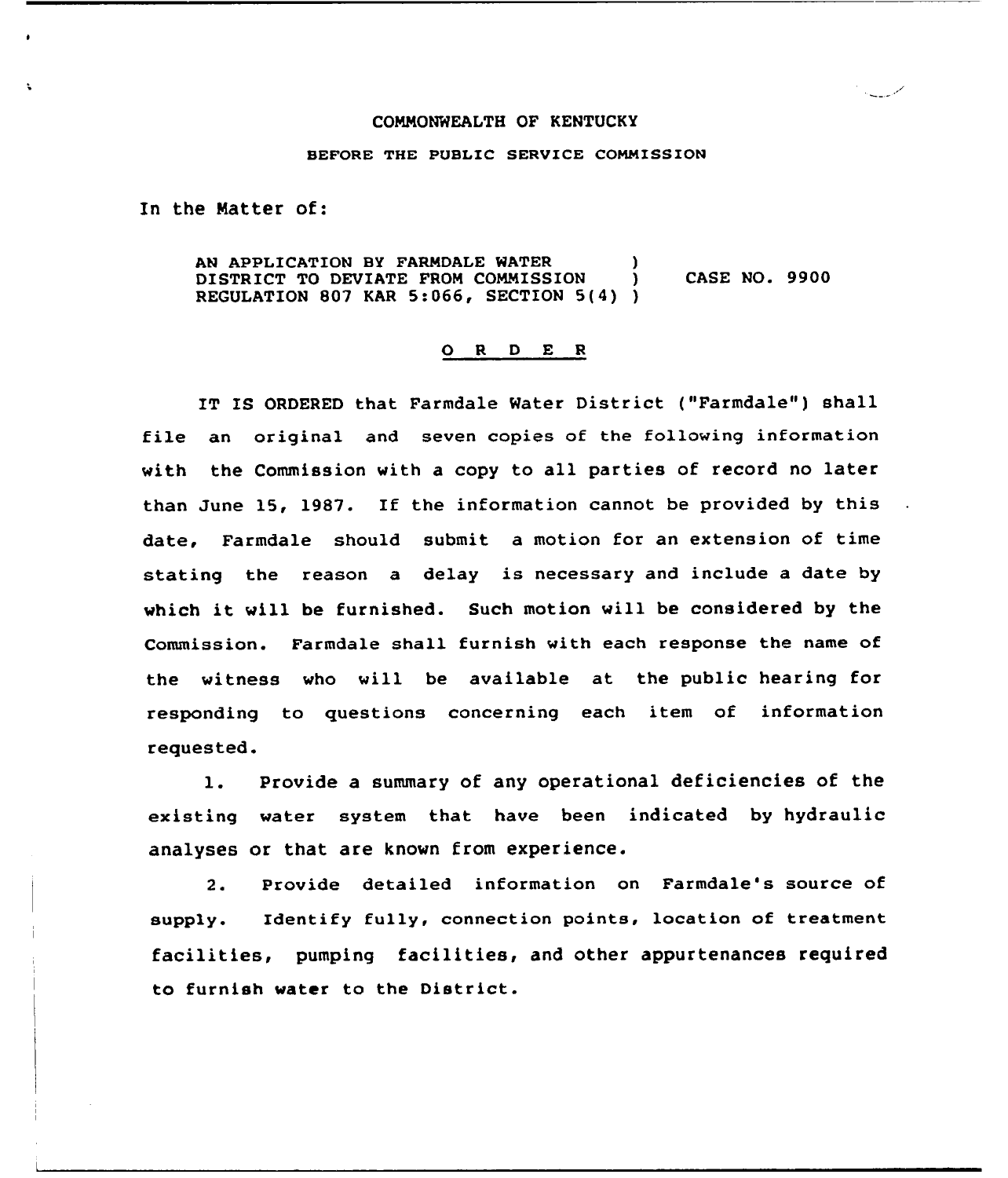COMMONWEALTH OF KENTUCKY

BEFORE THE PUBLIC SERVICE COMMISSION

In the Matter of:

AN APPLICATION BY FARMDALE WATER DISTRICT TO DEVIATE FROM COMMISSION REGULATION 807 KAR 5:066, SECTION 5(4) ) CASE NO. 9900

# O R D E R

IT IS ORDERED that Farmdale Water District ("Farmdale") shall file an original and seven copies of the following information with the Commission with a copy to all parties of record no later than June 15, 1987. If the information cannot be provided by this date, Farmdale should submit a motion for an extension of time stating the reason a delay is necessary and include a date by which it will be furnished. Such motion will be considered by the Commission. Farmdale shall furnish with each response the name of the witness who will be available at the public hearing for responding to questions concerning each item of information requested.

1. Provide a summary of any operational deficiencies of the existing water system that have been indicated by hydraulic analyses or that are known from experience.

2. Provide detailed information on Farmdale's source of supply. Identify fully, connection points, location of treatment facilities, pumping facilities, and other appurtenances required to furnish water to the District.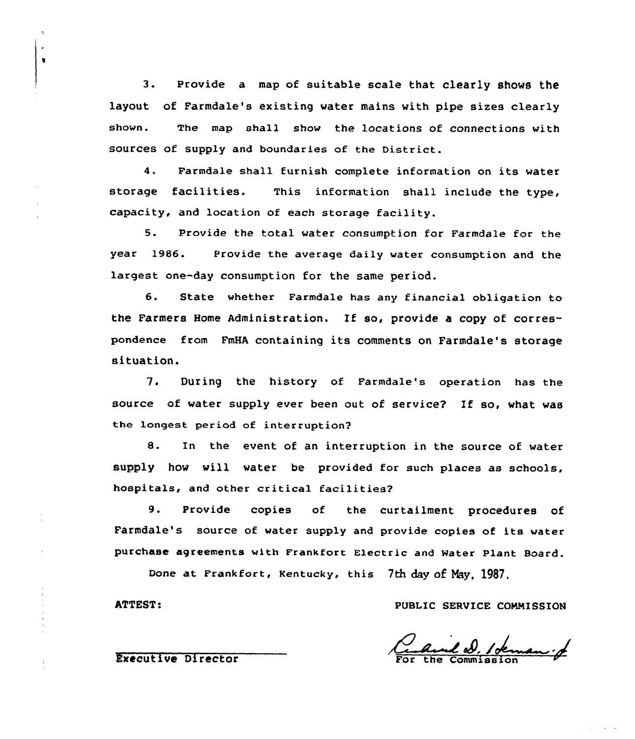3. Provide a map of suitable scale that clearly shows the layout of Farmdale's existing water mains with pipe sizes clearly shown. The map shall show the locations of connections with sources of supply and boundaries of the District.

4. Farmdale shall furnish complete information on its water storage facilities. This information shall include the type, capacity, and location of each storage facility.

5. Provide the total water consumption for Farmdale for the year 1986. Provide the average daily water consumption and the largest one-day consumption for the same period.

6. State whether Farmdale has any financial obligation to the Farmers Home Administration. If so, provide a copy of correspondence from FmHA containing its comments on Farmdale's storage situation.

7. During the history of Farmdale's operation has the source of water supply ever been out of service? If so, what was the longest period of interruption?

8. In the event of an interruption in the source of water supply how will water be provided for such places as schools, hospitals, and other critical facilities?

9. Provide copies of the curtailment procedures of Farmdale's source of water supply and provide copies of its water purchase agreements with Frankfort Electric and Water Plant Board.

Done at Frankfort, Kentucky, this 7th day of May, 1987.

ATTEST:

PUBLIC SERVICE COMMISSION

Executive Director

For the Commission